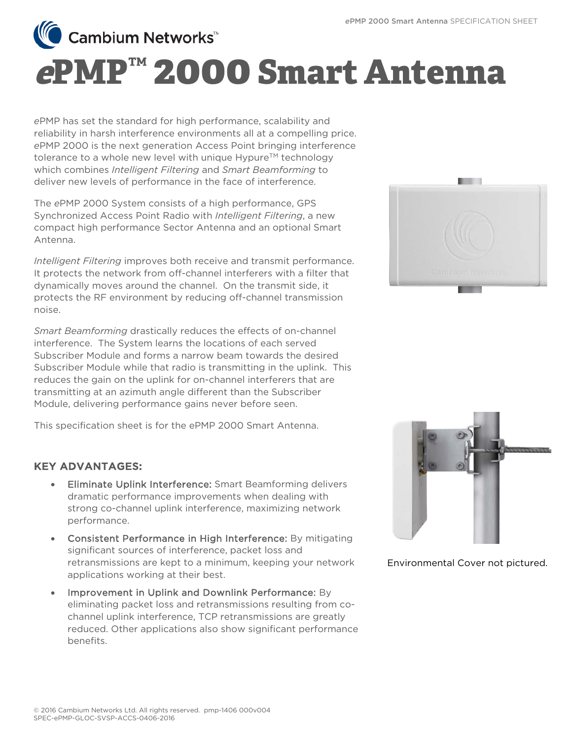# *e*PMP™ 2000 Smart Antenna

*e*PMP has set the standard for high performance, scalability and reliability in harsh interference environments all at a compelling price. *e*PMP 2000 is the next generation Access Point bringing interference tolerance to a whole new level with unique Hypure™ technology which combines *Intelligent Filtering* and *Smart Beamforming* to deliver new levels of performance in the face of interference.

The *e*PMP 2000 System consists of a high performance, GPS Synchronized Access Point Radio with *Intelligent Filtering*, a new compact high performance Sector Antenna and an optional Smart Antenna.

*Intelligent Filtering* improves both receive and transmit performance. It protects the network from off-channel interferers with a filter that dynamically moves around the channel. On the transmit side, it protects the RF environment by reducing off-channel transmission noise.

*Smart Beamforming* drastically reduces the effects of on-channel interference. The System learns the locations of each served Subscriber Module and forms a narrow beam towards the desired Subscriber Module while that radio is transmitting in the uplink. This reduces the gain on the uplink for on-channel interferers that are transmitting at an azimuth angle different than the Subscriber Module, delivering performance gains never before seen.

This specification sheet is for the ePMP 2000 Smart Antenna.

Environmental Cover not pictured.

## KEY ADVANTAGES:

- Eliminate Uplink Interference: Smart Beamforming delivers dramatic performance improvements when dealing with strong co-channel uplink interference, maximizing network performance.
- Consistent Performance in High Interference: By mitigating significant sources of interference, packet loss and retransmissions are kept to a minimum, keeping your network applications working at their best.
- Improvement in Uplink and Downlink Performance: By eliminating packet loss and retransmissions resulting from co-channel uplink interference, TCP retransmissions are greatly reduced. Other applications also show significant performance benefits.

© 2016 Cambium Networks Ltd. All rights reserved. pmp-1406 000v004
SPEC-ePMP-GLOC-SVSP-ACCS-0406-2016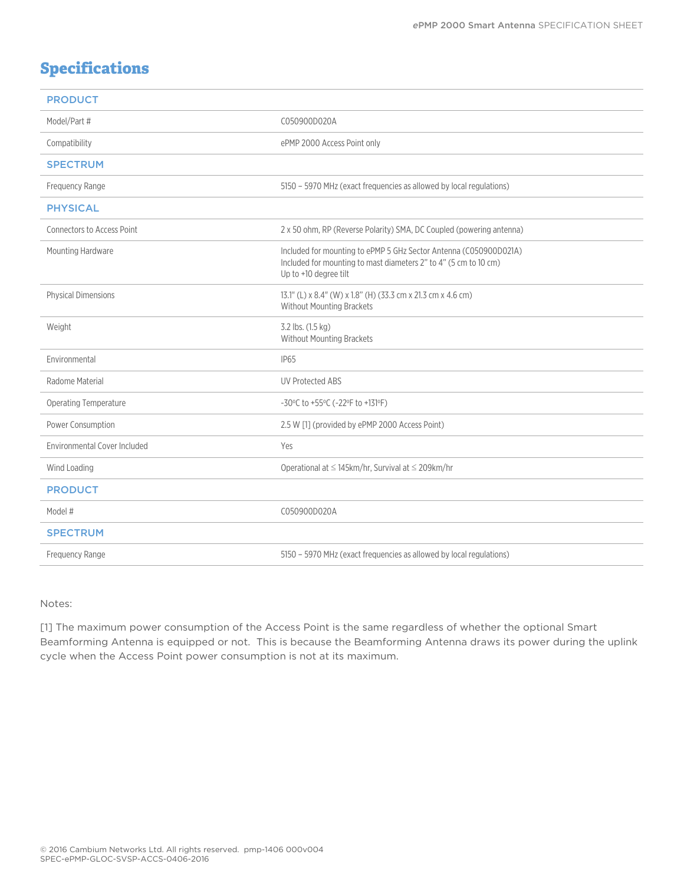# Specifications

| PRODUCT | |
|---|---|
| Model/Part # | C050900D020A |
| Compatibility | ePMP 2000 Access Point only |
| **SPECTRUM** | |
| Frequency Range | 5150 – 5970 MHz (exact frequencies as allowed by local regulations) |
| **PHYSICAL** | |
| Connectors to Access Point | 2 x 50 ohm, RP (Reverse Polarity) SMA, DC Coupled (powering antenna) |
| Mounting Hardware | Included for mounting to ePMP 5 GHz Sector Antenna (C050900D021A)<br>Included for mounting to mast diameters 2" to 4" (5 cm to 10 cm)<br>Up to +10 degree tilt |
| Physical Dimensions | 13.1" (L) x 8.4" (W) x 1.8" (H) (33.3 cm x 21.3 cm x 4.6 cm)<br>Without Mounting Brackets |
| Weight | 3.2 lbs. (1.5 kg)<br>Without Mounting Brackets |
| Environmental | IP65 |
| Radome Material | UV Protected ABS |
| Operating Temperature | -30ºC to +55ºC (-22ºF to +131ºF) |
| Power Consumption | 2.5 W [1] (provided by ePMP 2000 Access Point) |
| Environmental Cover Included | Yes |
| Wind Loading | Operational at ≤ 145km/hr, Survival at ≤ 209km/hr |
| **PRODUCT** | |
| Model # | C050900D020A |
| **SPECTRUM** | |
| Frequency Range | 5150 – 5970 MHz (exact frequencies as allowed by local regulations) |

Notes:

[1] The maximum power consumption of the Access Point is the same regardless of whether the optional Smart Beamforming Antenna is equipped or not. This is because the Beamforming Antenna draws its power during the uplink cycle when the Access Point power consumption is not at its maximum.

© 2016 Cambium Networks Ltd. All rights reserved. pmp-1406 000v004
SPEC-ePMP-GLOC-SVSP-ACCS-0406-2016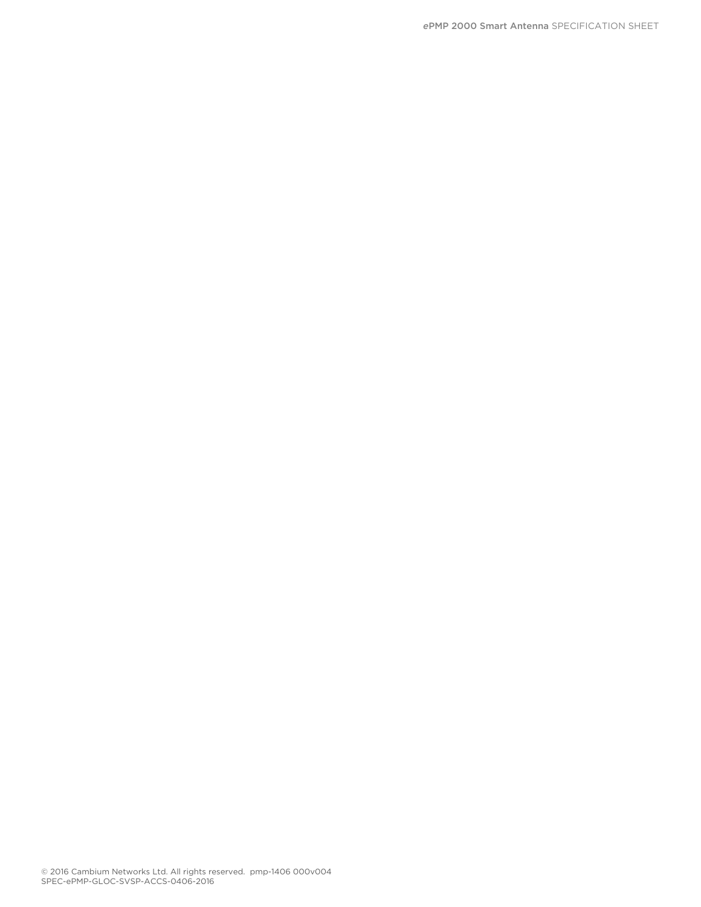© 2016 Cambium Networks Ltd. All rights reserved. pmp-1406 000v004
SPEC-ePMP-GLOC-SVSP-ACCS-0406-2016